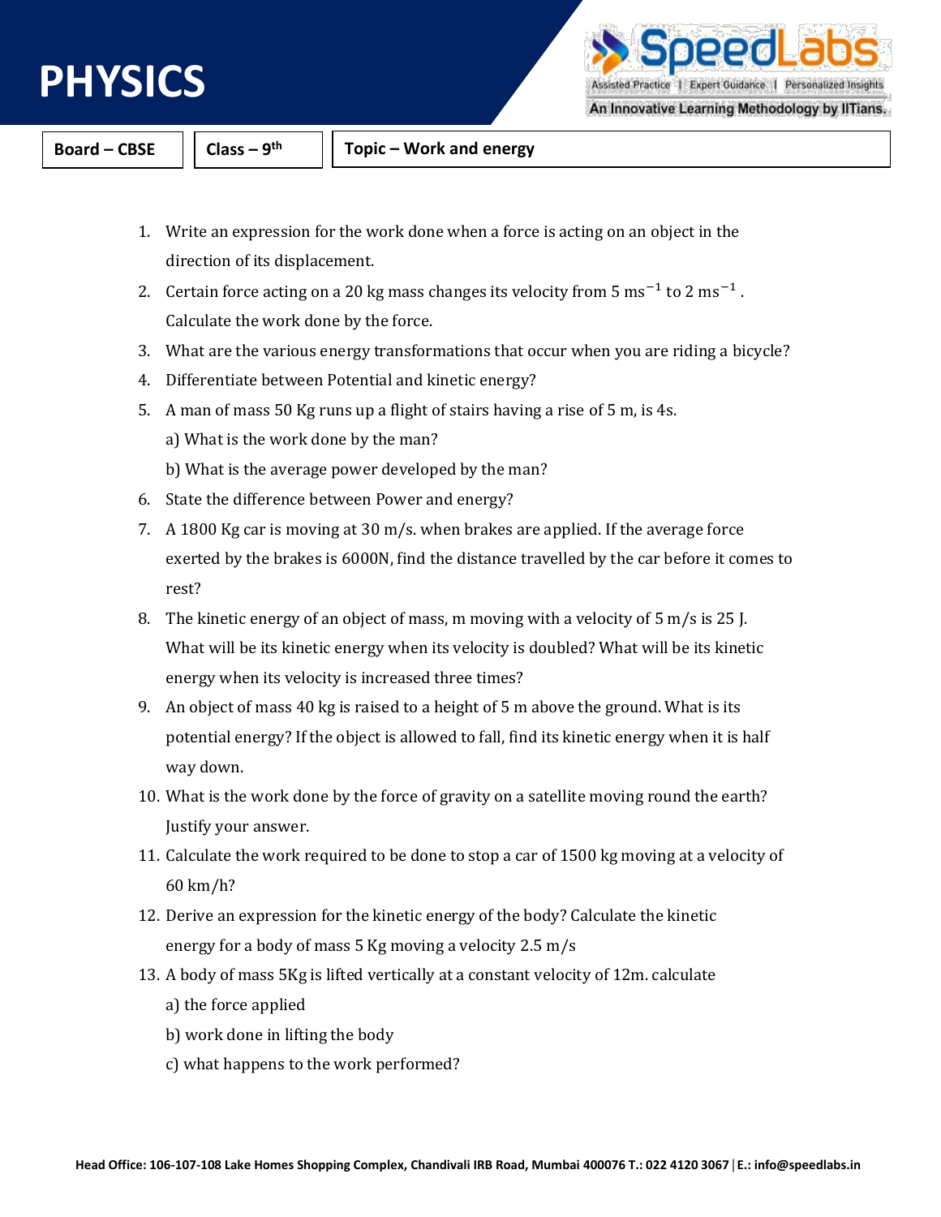# PHYSICS

| Board – CBSE | Class – 9th | Topic – Work and energy |
|---|---|---|

1. Write an expression for the work done when a force is acting on an object in the direction of its displacement.
2. Certain force acting on a 20 kg mass changes its velocity from 5 $ms^{-1}$ to 2 $ms^{-1}$. Calculate the work done by the force.
3. What are the various energy transformations that occur when you are riding a bicycle?
4. Differentiate between Potential and kinetic energy?
5. A man of mass 50 Kg runs up a flight of stairs having a rise of 5 m, is 4s.
   a) What is the work done by the man?
   b) What is the average power developed by the man?
6. State the difference between Power and energy?
7. A 1800 Kg car is moving at 30 m/s. when brakes are applied. If the average force exerted by the brakes is 6000N, find the distance travelled by the car before it comes to rest?
8. The kinetic energy of an object of mass, m moving with a velocity of 5 m/s is 25 J. What will be its kinetic energy when its velocity is doubled? What will be its kinetic energy when its velocity is increased three times?
9. An object of mass 40 kg is raised to a height of 5 m above the ground. What is its potential energy? If the object is allowed to fall, find its kinetic energy when it is half way down.
10. What is the work done by the force of gravity on a satellite moving round the earth? Justify your answer.
11. Calculate the work required to be done to stop a car of 1500 kg moving at a velocity of 60 km/h?
12. Derive an expression for the kinetic energy of the body? Calculate the kinetic energy for a body of mass 5 Kg moving a velocity 2.5 m/s
13. A body of mass 5Kg is lifted vertically at a constant velocity of 12m. calculate
    a) the force applied
    b) work done in lifting the body
    c) what happens to the work performed?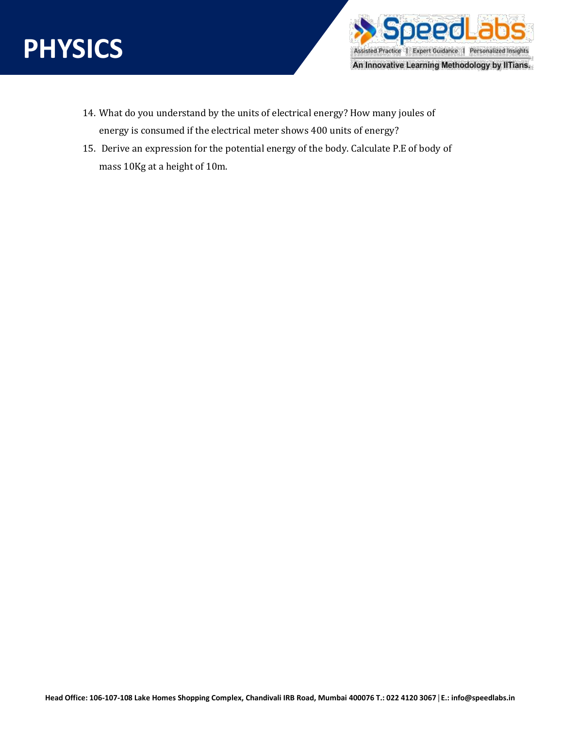14. What do you understand by the units of electrical energy? How many joules of energy is consumed if the electrical meter shows 400 units of energy?
15. Derive an expression for the potential energy of the body. Calculate P.E of body of mass 10Kg at a height of 10m.